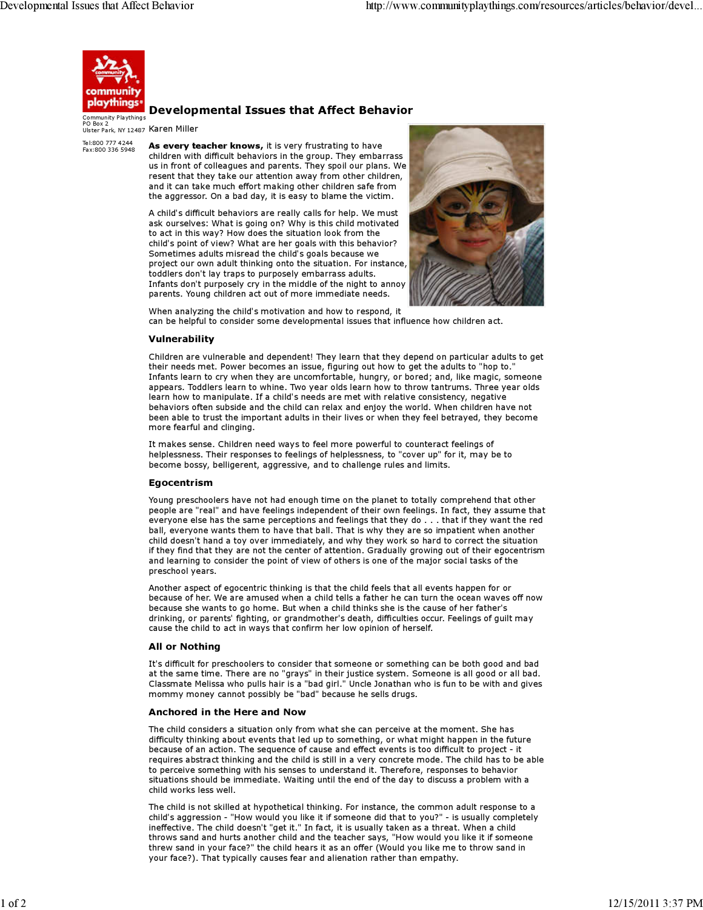Community Playthings
PO Box 2
Ulster Park, NY 12487

Tel:800 777 4244
Fax:800 336 5948

# Developmental Issues that Affect Behavior

Karen Miller

**As every teacher knows,** it is very frustrating to have children with difficult behaviors in the group. They embarrass us in front of colleagues and parents. They spoil our plans. We resent that they take our attention away from other children, and it can take much effort making other children safe from the aggressor. On a bad day, it is easy to blame the victim.

A child's difficult behaviors are really calls for help. We must ask ourselves: What is going on? Why is this child motivated to act in this way? How does the situation look from the child's point of view? What are her goals with this behavior? Sometimes adults misread the child's goals because we project our own adult thinking onto the situation. For instance, toddlers don't lay traps to purposely embarrass adults. Infants don't purposely cry in the middle of the night to annoy parents. Young children act out of more immediate needs.

When analyzing the child's motivation and how to respond, it can be helpful to consider some developmental issues that influence how children act.

## Vulnerability

Children are vulnerable and dependent! They learn that they depend on particular adults to get their needs met. Power becomes an issue, figuring out how to get the adults to "hop to." Infants learn to cry when they are uncomfortable, hungry, or bored; and, like magic, someone appears. Toddlers learn to whine. Two year olds learn how to throw tantrums. Three year olds learn how to manipulate. If a child's needs are met with relative consistency, negative behaviors often subside and the child can relax and enjoy the world. When children have not been able to trust the important adults in their lives or when they feel betrayed, they become more fearful and clinging.

It makes sense. Children need ways to feel more powerful to counteract feelings of helplessness. Their responses to feelings of helplessness, to "cover up" for it, may be to become bossy, belligerent, aggressive, and to challenge rules and limits.

## Egocentrism

Young preschoolers have not had enough time on the planet to totally comprehend that other people are "real" and have feelings independent of their own feelings. In fact, they assume that everyone else has the same perceptions and feelings that they do . . . that if they want the red ball, everyone wants them to have that ball. That is why they are so impatient when another child doesn't hand a toy over immediately, and why they work so hard to correct the situation if they find that they are not the center of attention. Gradually growing out of their egocentrism and learning to consider the point of view of others is one of the major social tasks of the preschool years.

Another aspect of egocentric thinking is that the child feels that all events happen for or because of her. We are amused when a child tells a father he can turn the ocean waves off now because she wants to go home. But when a child thinks she is the cause of her father's drinking, or parents' fighting, or grandmother's death, difficulties occur. Feelings of guilt may cause the child to act in ways that confirm her low opinion of herself.

## All or Nothing

It's difficult for preschoolers to consider that someone or something can be both good and bad at the same time. There are no "grays" in their justice system. Someone is all good or all bad. Classmate Melissa who pulls hair is a "bad girl." Uncle Jonathan who is fun to be with and gives mommy money cannot possibly be "bad" because he sells drugs.

## Anchored in the Here and Now

The child considers a situation only from what she can perceive at the moment. She has difficulty thinking about events that led up to something, or what might happen in the future because of an action. The sequence of cause and effect events is too difficult to project - it requires abstract thinking and the child is still in a very concrete mode. The child has to be able to perceive something with his senses to understand it. Therefore, responses to behavior situations should be immediate. Waiting until the end of the day to discuss a problem with a child works less well.

The child is not skilled at hypothetical thinking. For instance, the common adult response to a child's aggression - "How would you like it if someone did that to you?" - is usually completely ineffective. The child doesn't "get it." In fact, it is usually taken as a threat. When a child throws sand and hurts another child and the teacher says, "How would you like it if someone threw sand in your face?" the child hears it as an offer (Would you like me to throw sand in your face?). That typically causes fear and alienation rather than empathy.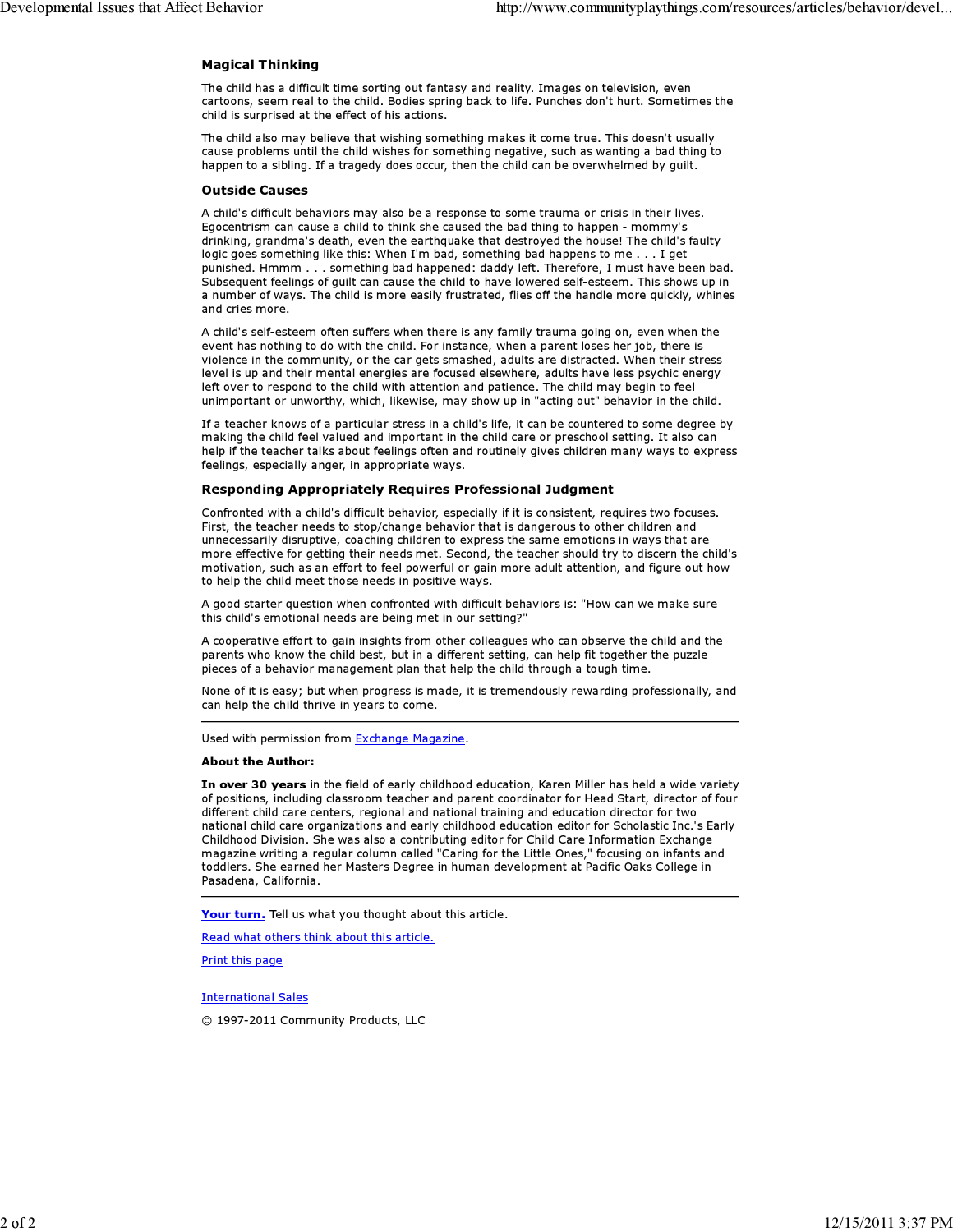### Magical Thinking

The child has a difficult time sorting out fantasy and reality. Images on television, even cartoons, seem real to the child. Bodies spring back to life. Punches don't hurt. Sometimes the child is surprised at the effect of his actions.

The child also may believe that wishing something makes it come true. This doesn't usually cause problems until the child wishes for something negative, such as wanting a bad thing to happen to a sibling. If a tragedy does occur, then the child can be overwhelmed by guilt.

### Outside Causes

A child's difficult behaviors may also be a response to some trauma or crisis in their lives. Egocentrism can cause a child to think she caused the bad thing to happen - mommy's drinking, grandma's death, even the earthquake that destroyed the house! The child's faulty logic goes something like this: When I'm bad, something bad happens to me . . . I get punished. Hmmm . . . something bad happened: daddy left. Therefore, I must have been bad. Subsequent feelings of guilt can cause the child to have lowered self-esteem. This shows up in a number of ways. The child is more easily frustrated, flies off the handle more quickly, whines and cries more.

A child's self-esteem often suffers when there is any family trauma going on, even when the event has nothing to do with the child. For instance, when a parent loses her job, there is violence in the community, or the car gets smashed, adults are distracted. When their stress level is up and their mental energies are focused elsewhere, adults have less psychic energy left over to respond to the child with attention and patience. The child may begin to feel unimportant or unworthy, which, likewise, may show up in "acting out" behavior in the child.

If a teacher knows of a particular stress in a child's life, it can be countered to some degree by making the child feel valued and important in the child care or preschool setting. It also can help if the teacher talks about feelings often and routinely gives children many ways to express feelings, especially anger, in appropriate ways.

### Responding Appropriately Requires Professional Judgment

Confronted with a child's difficult behavior, especially if it is consistent, requires two focuses. First, the teacher needs to stop/change behavior that is dangerous to other children and unnecessarily disruptive, coaching children to express the same emotions in ways that are more effective for getting their needs met. Second, the teacher should try to discern the child's motivation, such as an effort to feel powerful or gain more adult attention, and figure out how to help the child meet those needs in positive ways.

A good starter question when confronted with difficult behaviors is: "How can we make sure this child's emotional needs are being met in our setting?"

A cooperative effort to gain insights from other colleagues who can observe the child and the parents who know the child best, but in a different setting, can help fit together the puzzle pieces of a behavior management plan that help the child through a tough time.

None of it is easy; but when progress is made, it is tremendously rewarding professionally, and can help the child thrive in years to come.

---

Used with permission from Exchange Magazine.

**About the Author:**

**In over 30 years** in the field of early childhood education, Karen Miller has held a wide variety of positions, including classroom teacher and parent coordinator for Head Start, director of four different child care centers, regional and national training and education director for two national child care organizations and early childhood education editor for Scholastic Inc.'s Early Childhood Division. She was also a contributing editor for Child Care Information Exchange magazine writing a regular column called "Caring for the Little Ones," focusing on infants and toddlers. She earned her Masters Degree in human development at Pacific Oaks College in Pasadena, California.

---

**Your turn.** Tell us what you thought about this article.

Read what others think about this article.

Print this page

International Sales

© 1997-2011 Community Products, LLC